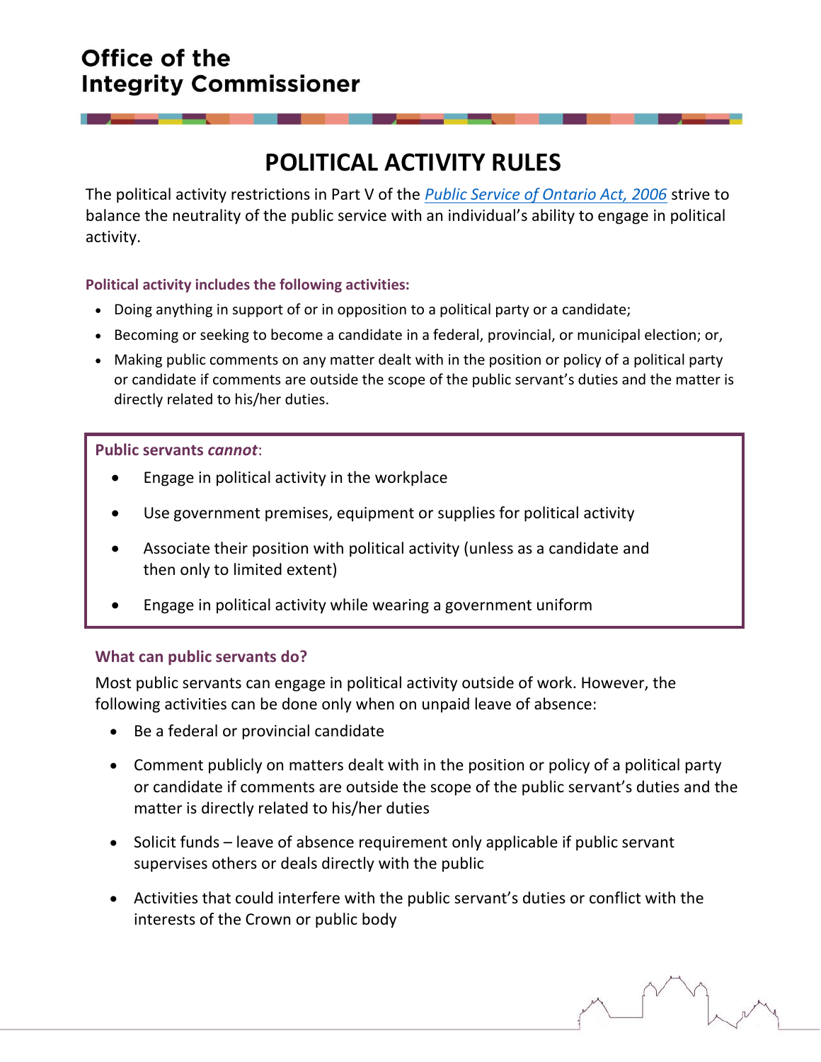Office of the Integrity Commissioner

# POLITICAL ACTIVITY RULES

The political activity restrictions in Part V of the *Public Service of Ontario Act, 2006* strive to balance the neutrality of the public service with an individual's ability to engage in political activity.

**Political activity includes the following activities:**

- Doing anything in support of or in opposition to a political party or a candidate;
- Becoming or seeking to become a candidate in a federal, provincial, or municipal election; or,
- Making public comments on any matter dealt with in the position or policy of a political party or candidate if comments are outside the scope of the public servant's duties and the matter is directly related to his/her duties.

**Public servants *cannot*:**

- Engage in political activity in the workplace
- Use government premises, equipment or supplies for political activity
- Associate their position with political activity (unless as a candidate and then only to limited extent)
- Engage in political activity while wearing a government uniform

**What can public servants do?**

Most public servants can engage in political activity outside of work. However, the following activities can be done only when on unpaid leave of absence:

- Be a federal or provincial candidate
- Comment publicly on matters dealt with in the position or policy of a political party or candidate if comments are outside the scope of the public servant's duties and the matter is directly related to his/her duties
- Solicit funds – leave of absence requirement only applicable if public servant supervises others or deals directly with the public
- Activities that could interfere with the public servant's duties or conflict with the interests of the Crown or public body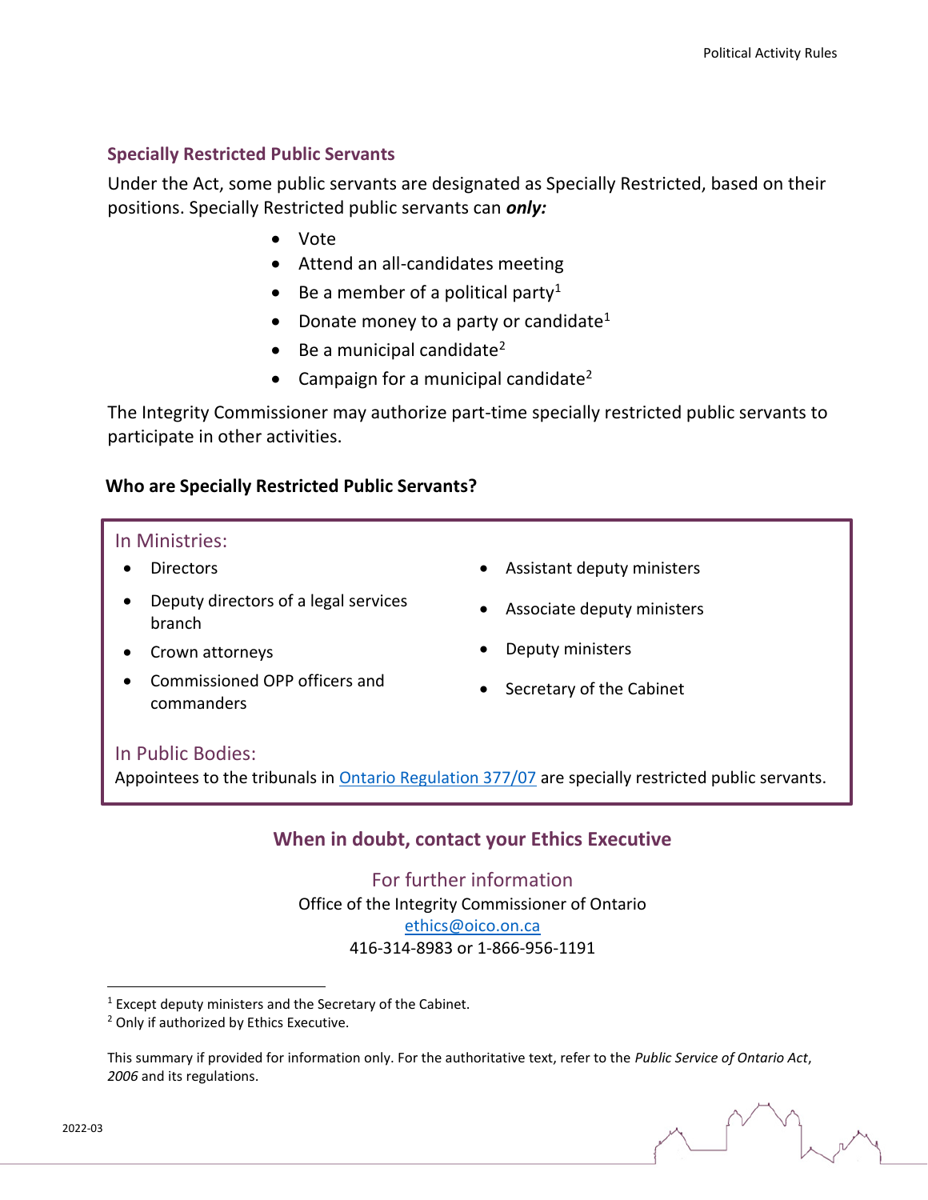### Specially Restricted Public Servants

Under the Act, some public servants are designated as Specially Restricted, based on their positions. Specially Restricted public servants can ***only:***

- Vote
- Attend an all-candidates meeting
- Be a member of a political party[1]
- Donate money to a party or candidate[1]
- Be a municipal candidate[2]
- Campaign for a municipal candidate[2]

The Integrity Commissioner may authorize part-time specially restricted public servants to participate in other activities.

#### Who are Specially Restricted Public Servants?

In Ministries:

- Directors
- Deputy directors of a legal services branch
- Crown attorneys
- Commissioned OPP officers and commanders
- Assistant deputy ministers
- Associate deputy ministers
- Deputy ministers
- Secretary of the Cabinet

In Public Bodies:

Appointees to the tribunals in Ontario Regulation 377/07 are specially restricted public servants.

### When in doubt, contact your Ethics Executive

For further information

Office of the Integrity Commissioner of Ontario
ethics@oico.on.ca
416-314-8983 or 1-866-956-1191

[1] Except deputy ministers and the Secretary of the Cabinet.

[2] Only if authorized by Ethics Executive.

This summary if provided for information only. For the authoritative text, refer to the *Public Service of Ontario Act*, *2006* and its regulations.

2022-03